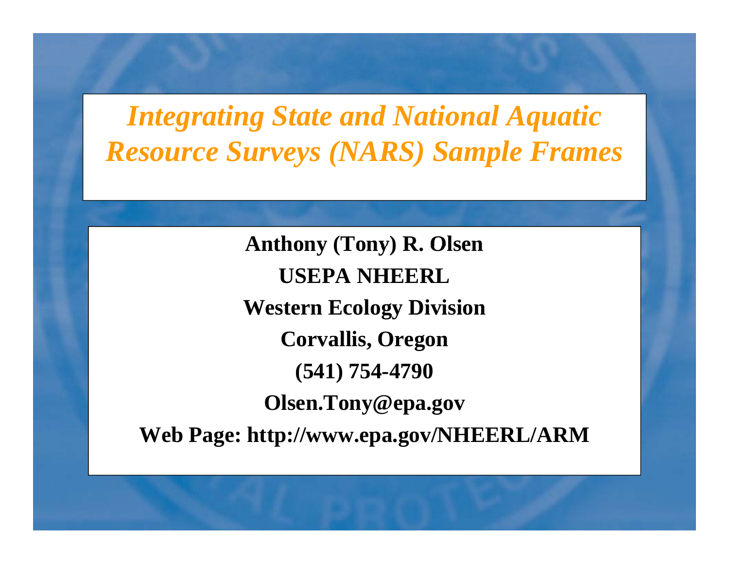# *Integrating State and National Aquatic Resource Surveys (NARS) Sample Frames*

**Anthony (Tony) R. Olsen**

**USEPA NHEERL**

**Western Ecology Division**

**Corvallis, Oregon**

**(541) 754-4790**

**Olsen.Tony@epa.gov**

**Web Page: http://www.epa.gov/NHEERL/ARM**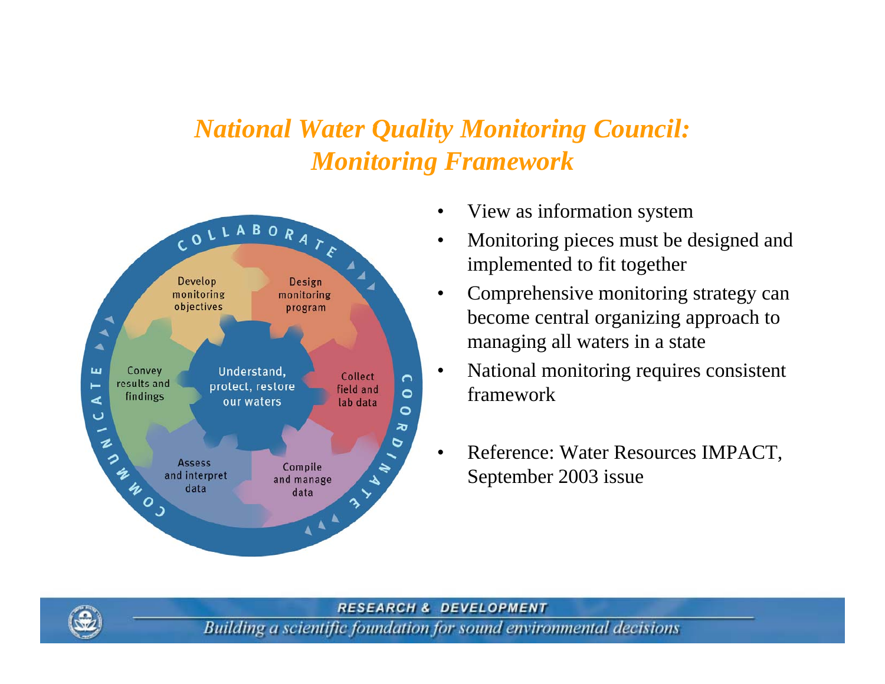# *National Water Quality Monitoring Council: Monitoring Framework*

COLLABORATE

COORDINATE

COMMUNICATE

Develop monitoring objectives

Design monitoring program

Collect field and lab data

Compile and manage data

Assess and interpret data

Convey results and findings

Understand, protect, restore our waters

- View as information system
- Monitoring pieces must be designed and implemented to fit together
- Comprehensive monitoring strategy can become central organizing approach to managing all waters in a state
- National monitoring requires consistent framework
- Reference: Water Resources IMPACT, September 2003 issue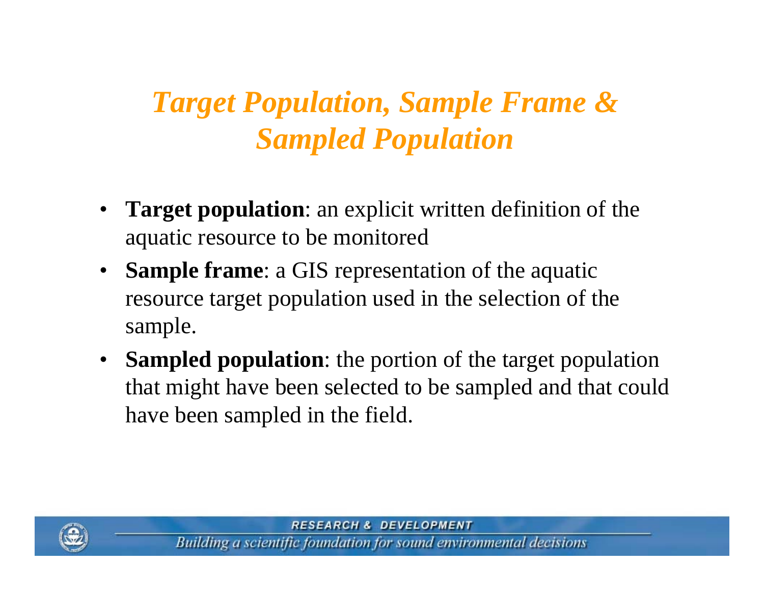# *Target Population, Sample Frame & Sampled Population*

- **Target population**: an explicit written definition of the aquatic resource to be monitored
- **Sample frame**: a GIS representation of the aquatic resource target population used in the selection of the sample.
- **Sampled population**: the portion of the target population that might have been selected to be sampled and that could have been sampled in the field.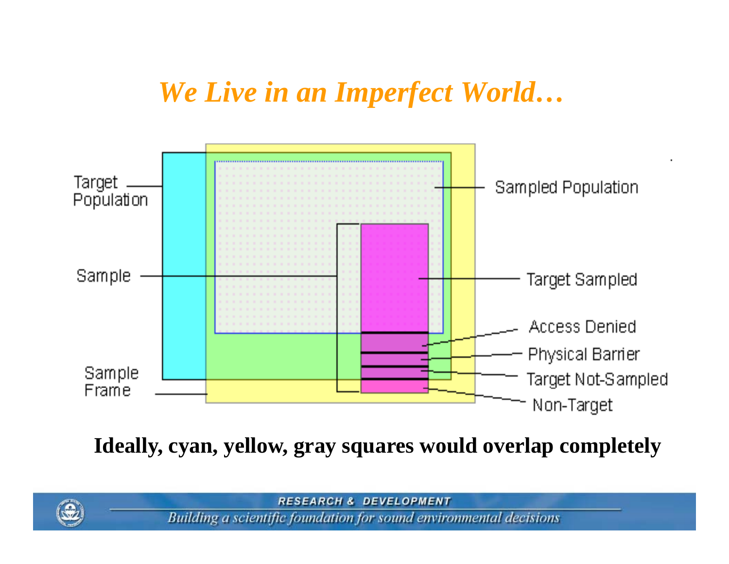# *We Live in an Imperfect World…*

Target Population

Sample

Sample Frame

Sampled Population

Target Sampled

Access Denied

Physical Barrier

Target Not-Sampled

Non-Target

**Ideally, cyan, yellow, gray squares would overlap completely**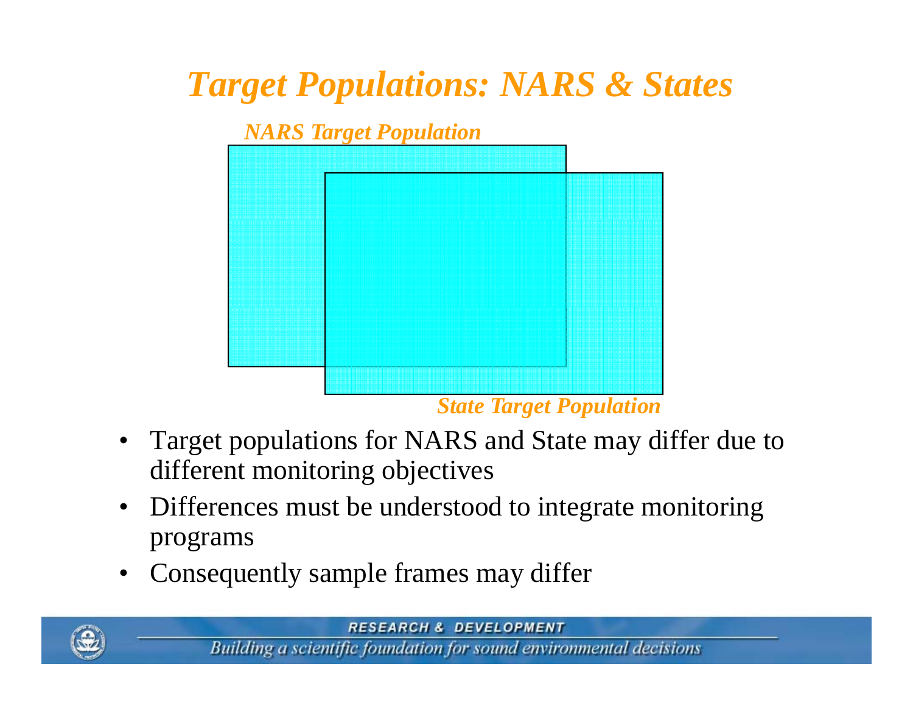# *Target Populations: NARS & States*

*NARS Target Population*

*State Target Population*

- Target populations for NARS and State may differ due to different monitoring objectives
- Differences must be understood to integrate monitoring programs
- Consequently sample frames may differ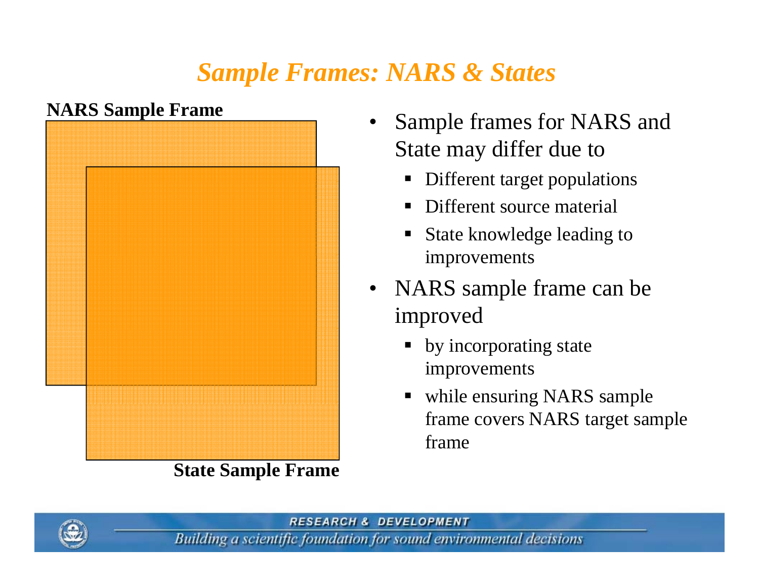## Sample Frames: NARS & States

NARS Sample Frame

State Sample Frame

- Sample frames for NARS and State may differ due to
  - Different target populations
  - Different source material
  - State knowledge leading to improvements
- NARS sample frame can be improved
  - by incorporating state improvements
  - while ensuring NARS sample frame covers NARS target sample frame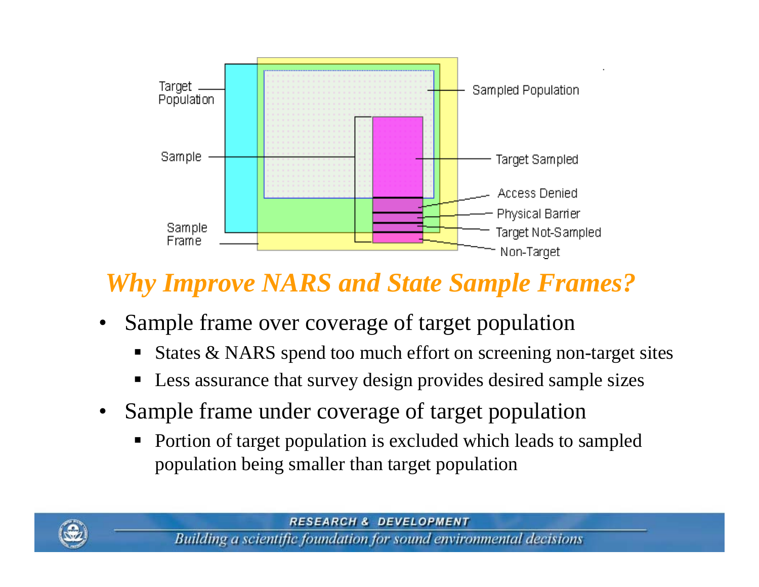## *Why Improve NARS and State Sample Frames?*

- Sample frame over coverage of target population
  - States & NARS spend too much effort on screening non-target sites
  - Less assurance that survey design provides desired sample sizes
- Sample frame under coverage of target population
  - Portion of target population is excluded which leads to sampled population being smaller than target population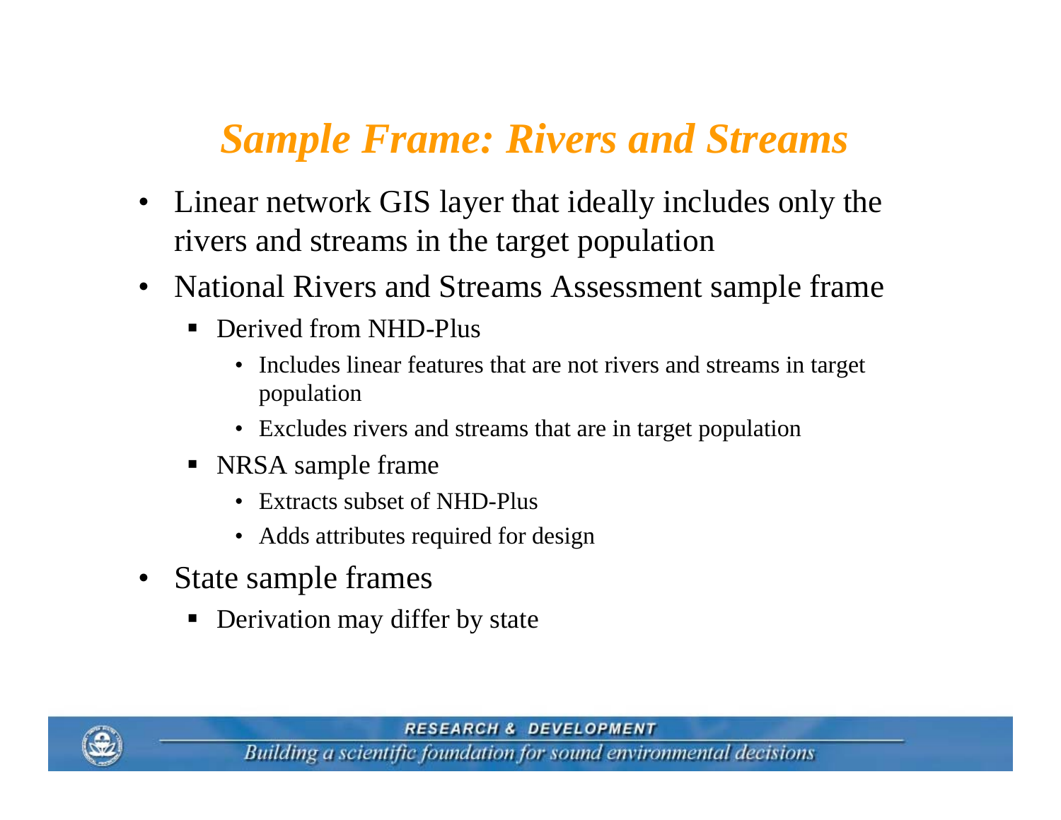# *Sample Frame: Rivers and Streams*

- Linear network GIS layer that ideally includes only the rivers and streams in the target population
- National Rivers and Streams Assessment sample frame
  - Derived from NHD-Plus
    - Includes linear features that are not rivers and streams in target population
    - Excludes rivers and streams that are in target population
  - NRSA sample frame
    - Extracts subset of NHD-Plus
    - Adds attributes required for design
- State sample frames
  - Derivation may differ by state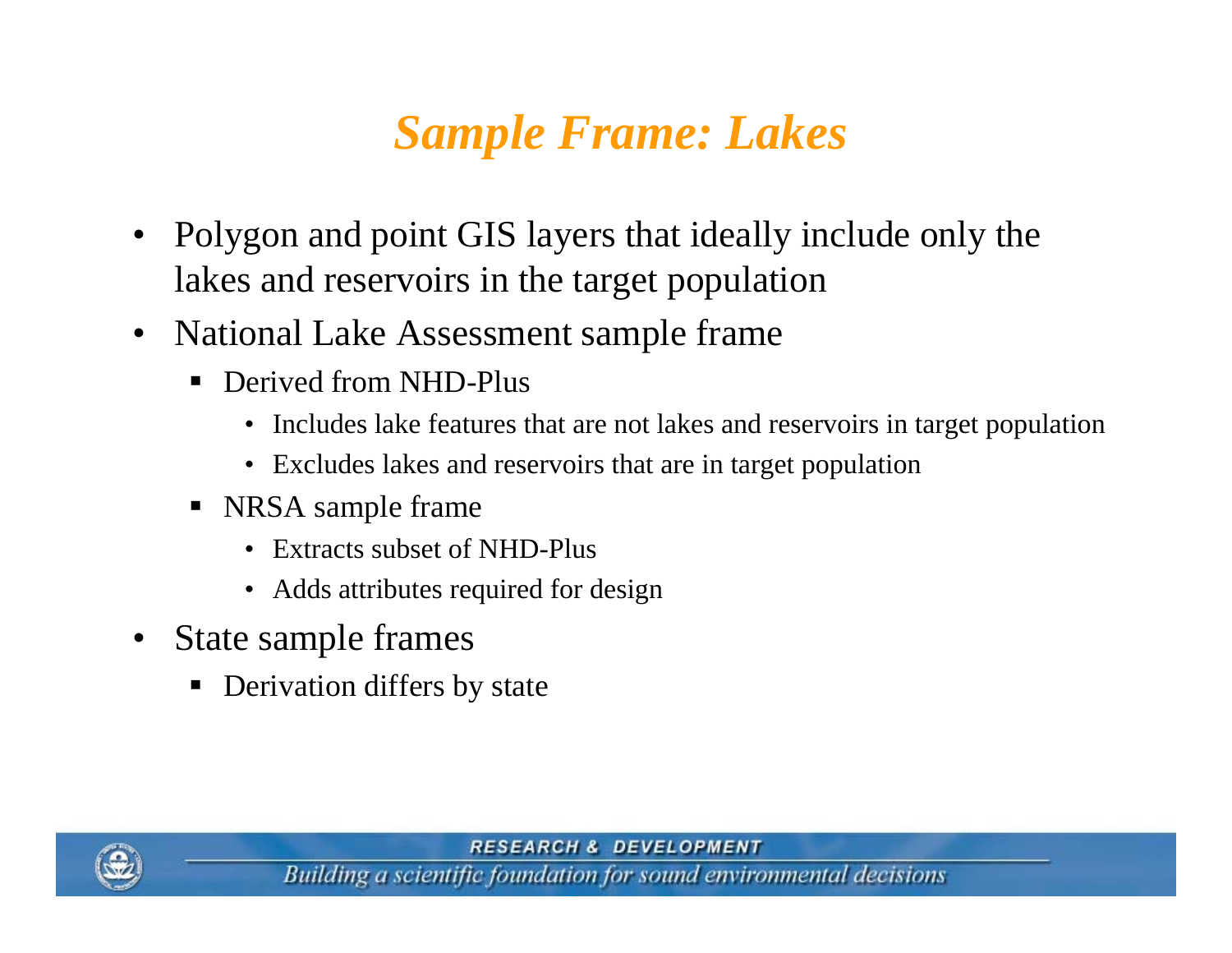## *Sample Frame: Lakes*

- Polygon and point GIS layers that ideally include only the lakes and reservoirs in the target population
- National Lake Assessment sample frame
  - Derived from NHD-Plus
    - Includes lake features that are not lakes and reservoirs in target population
    - Excludes lakes and reservoirs that are in target population
  - NRSA sample frame
    - Extracts subset of NHD-Plus
    - Adds attributes required for design
- State sample frames
  - Derivation differs by state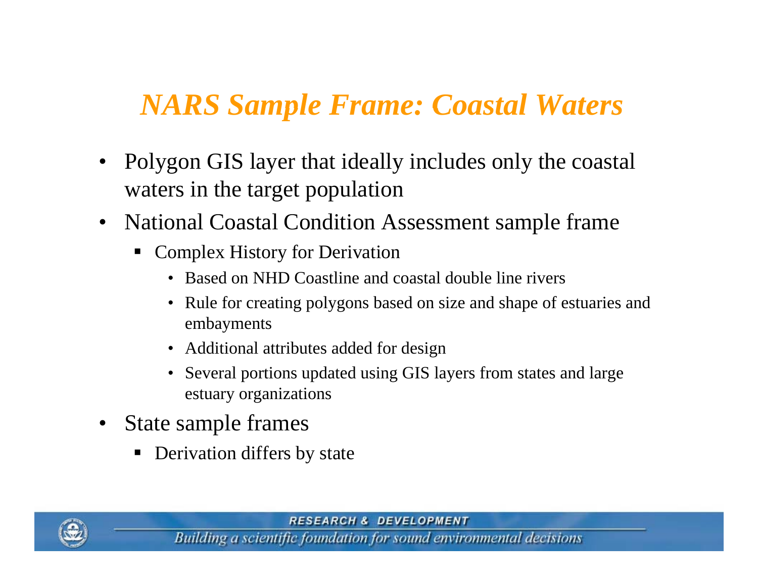# *NARS Sample Frame: Coastal Waters*

- Polygon GIS layer that ideally includes only the coastal waters in the target population
- National Coastal Condition Assessment sample frame
  - Complex History for Derivation
    - Based on NHD Coastline and coastal double line rivers
    - Rule for creating polygons based on size and shape of estuaries and embayments
    - Additional attributes added for design
    - Several portions updated using GIS layers from states and large estuary organizations
- State sample frames
  - Derivation differs by state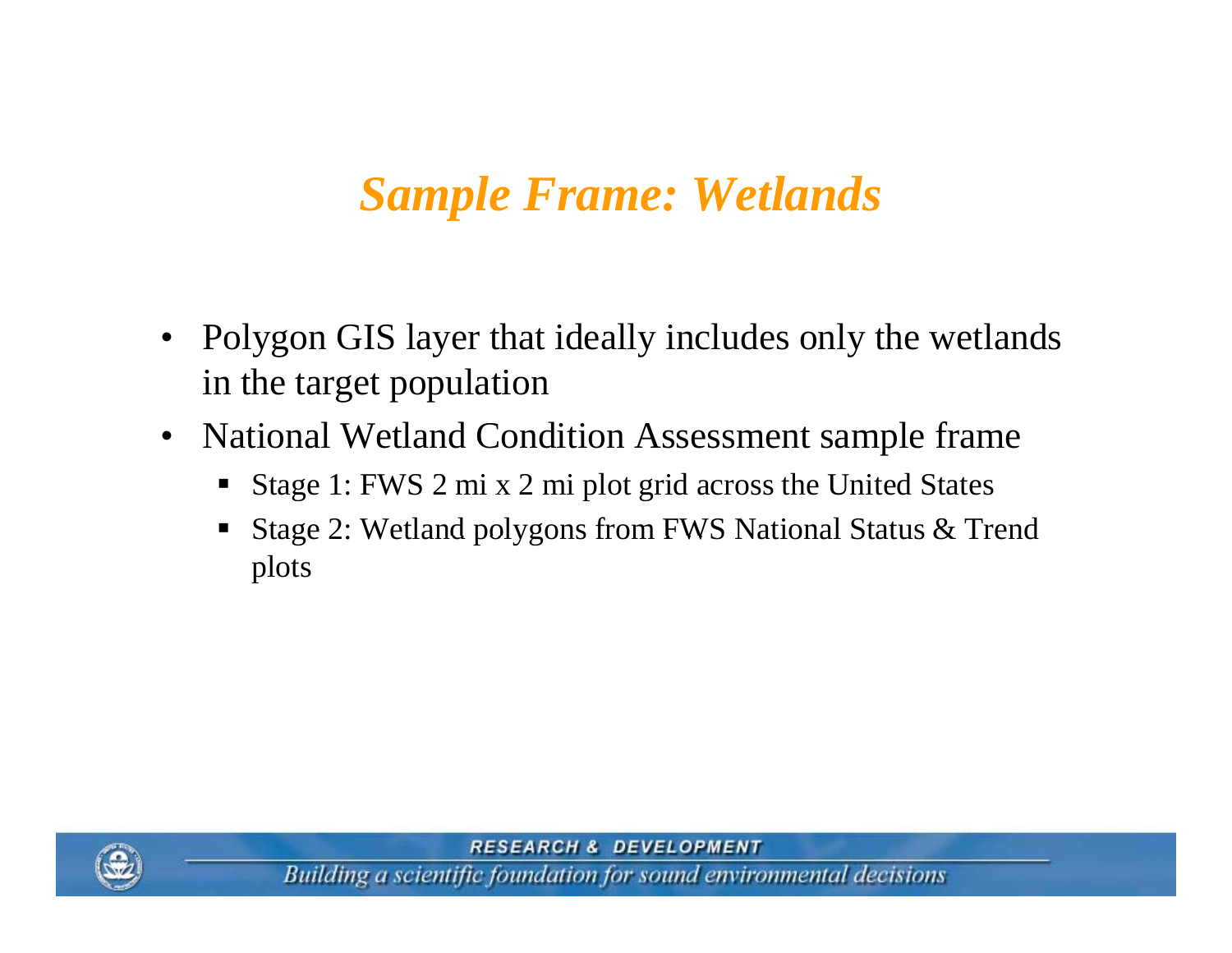# *Sample Frame: Wetlands*

- Polygon GIS layer that ideally includes only the wetlands in the target population
- National Wetland Condition Assessment sample frame
  - Stage 1: FWS 2 mi x 2 mi plot grid across the United States
  - Stage 2: Wetland polygons from FWS National Status & Trend plots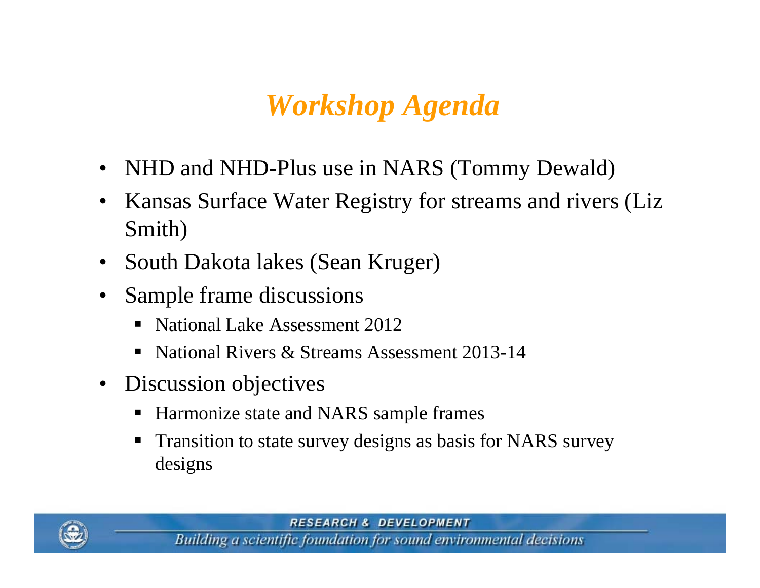# *Workshop Agenda*

- NHD and NHD-Plus use in NARS (Tommy Dewald)
- Kansas Surface Water Registry for streams and rivers (Liz Smith)
- South Dakota lakes (Sean Kruger)
- Sample frame discussions
  - National Lake Assessment 2012
  - National Rivers & Streams Assessment 2013-14
- Discussion objectives
  - Harmonize state and NARS sample frames
  - Transition to state survey designs as basis for NARS survey designs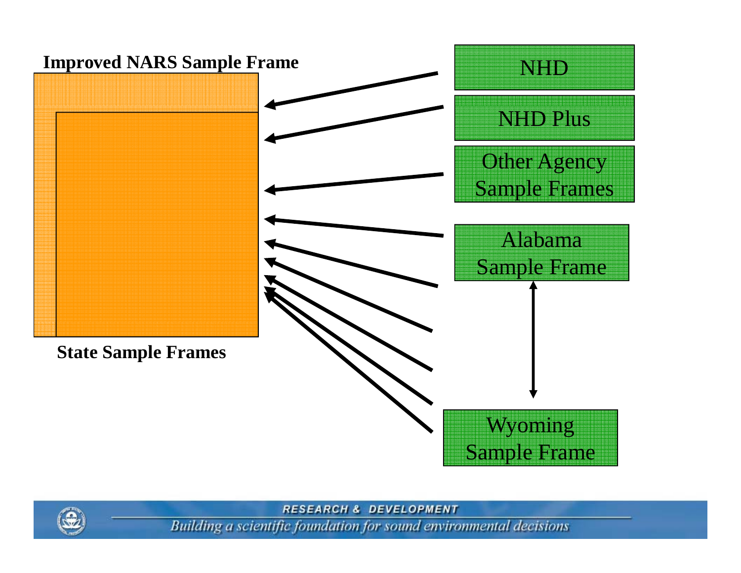Improved NARS Sample Frame

State Sample Frames

NHD

NHD Plus

Other Agency Sample Frames

Alabama Sample Frame

Wyoming Sample Frame